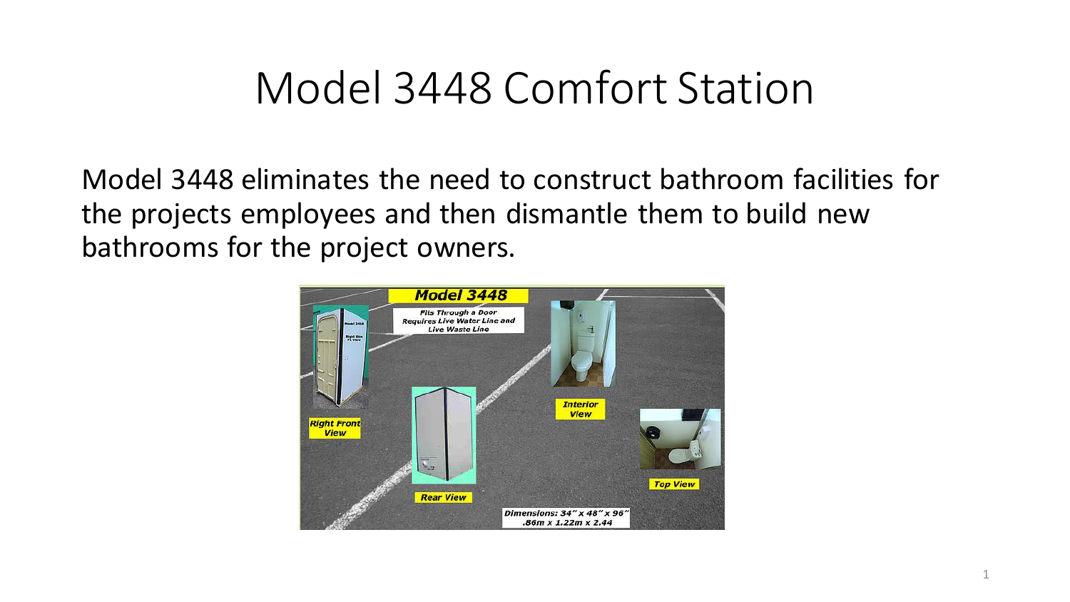# Model 3448 Comfort Station

Model 3448 eliminates the need to construct bathroom facilities for the projects employees and then dismantle them to build new bathrooms for the project owners.

Model 3448

Fits Through a Door
Requires Live Water Line and Live Waste Line

Right Front View

Rear View

Interior View

Top View

Dimensions: 34" x 48" x 96"
.86m x 1.22m x 2.44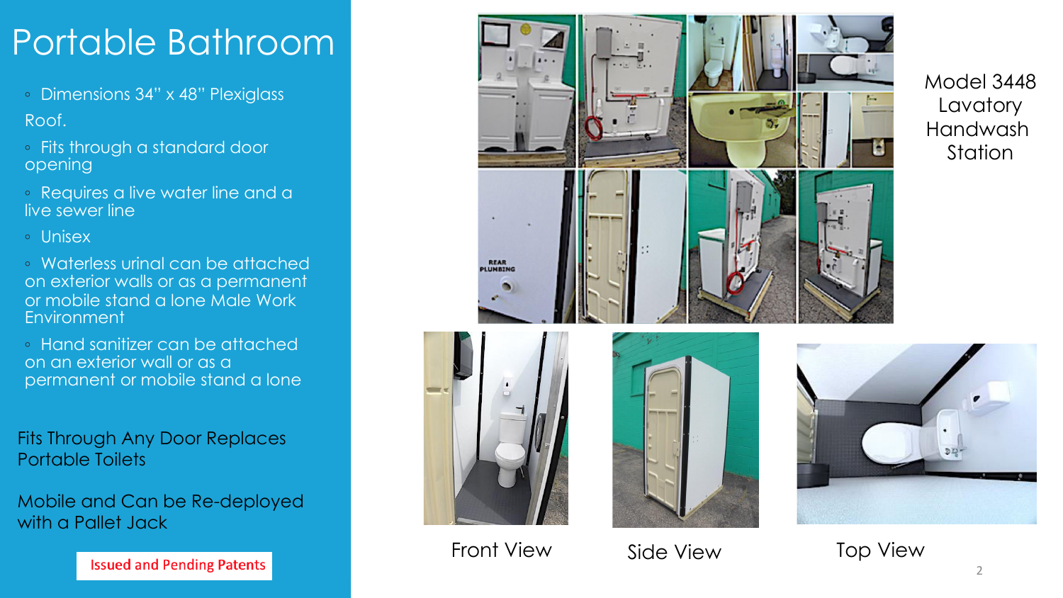# Portable Bathroom

- Dimensions 34" x 48" Plexiglass Roof.
- Fits through a standard door opening
- Requires a live water line and a live sewer line
- Unisex
- Waterless urinal can be attached on exterior walls or as a permanent or mobile stand a lone Male Work Environment
- Hand sanitizer can be attached on an exterior wall or as a permanent or mobile stand a lone

Fits Through Any Door Replaces Portable Toilets

Mobile and Can be Re-deployed with a Pallet Jack

Issued and Pending Patents

Model 3448 Lavatory Handwash Station

Front View

Side View

Top View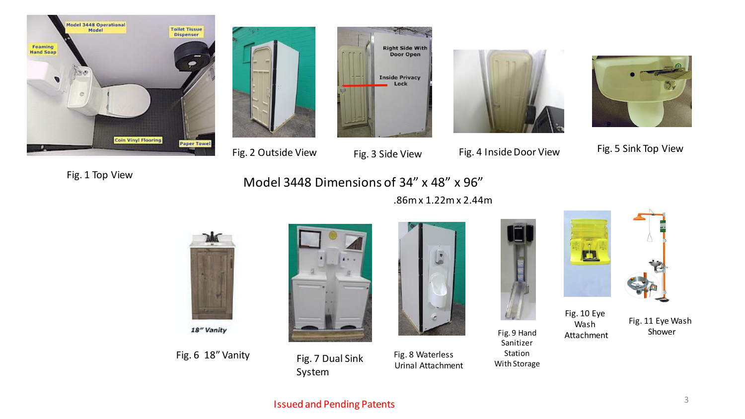Fig. 1 Top View

Fig. 2 Outside View

Fig. 3 Side View

Fig. 4 Inside Door View

Fig. 5 Sink Top View

Model 3448 Dimensions of 34” x 48” x 96”

.86m x 1.22m x 2.44m

Fig. 6 18” Vanity

Fig. 7 Dual Sink System

Fig. 8 Waterless Urinal Attachment

Fig. 9 Hand Sanitizer Station With Storage

Fig. 10 Eye Wash Attachment

Fig. 11 Eye Wash Shower

Issued and Pending Patents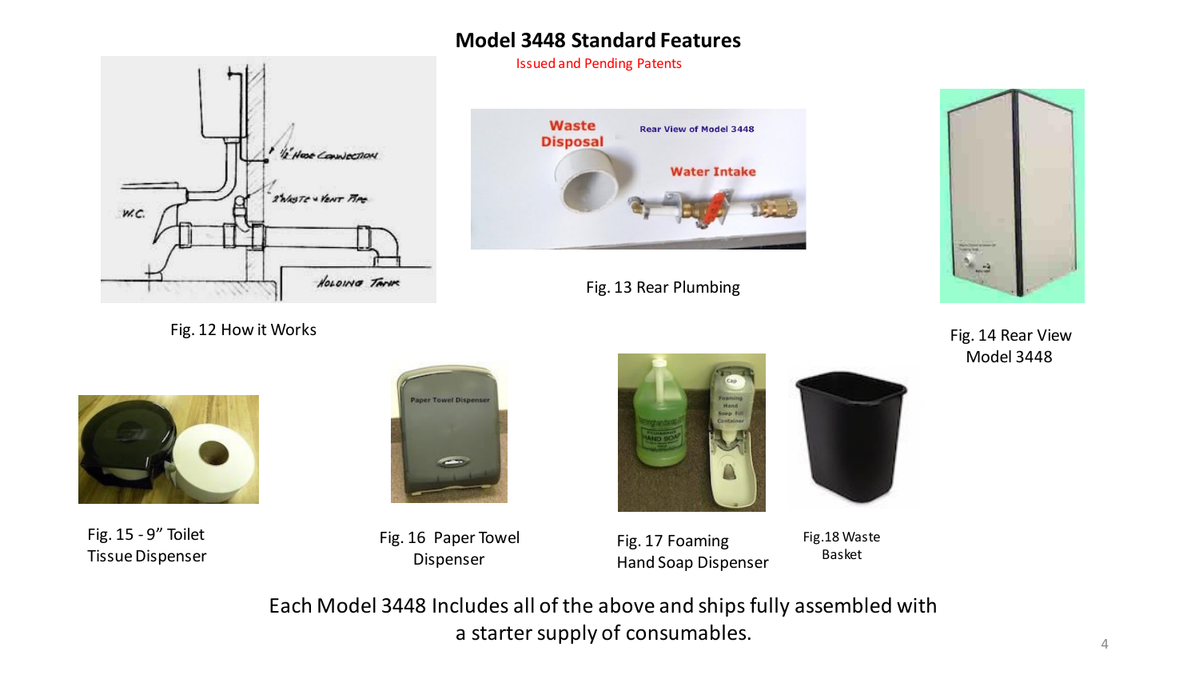## Model 3448 Standard Features

Issued and Pending Patents

Fig. 12 How it Works

Fig. 13 Rear Plumbing

Fig. 14 Rear View Model 3448

Fig. 15 - 9" Toilet Tissue Dispenser

Fig. 16 Paper Towel Dispenser

Fig. 17 Foaming Hand Soap Dispenser

Fig.18 Waste Basket

Each Model 3448 Includes all of the above and ships fully assembled with a starter supply of consumables.